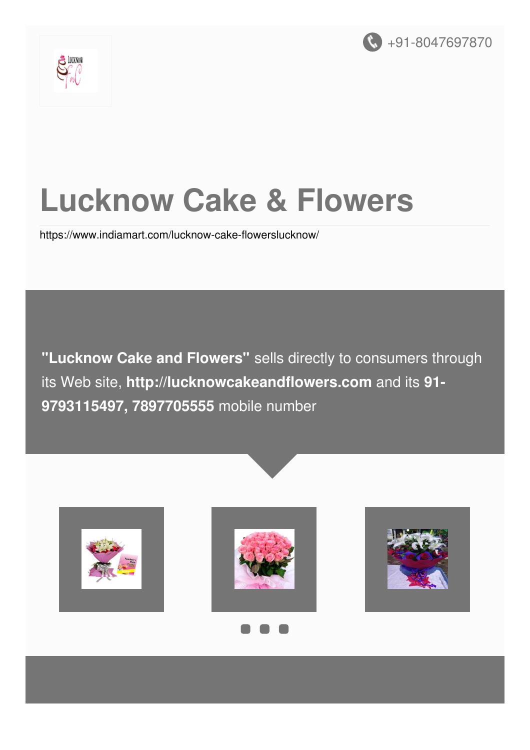+91-8047697870

# Lucknow Cake & Flowers

https://www.indiamart.com/lucknow-cake-flowerslucknow/

**"Lucknow Cake and Flowers"** sells directly to consumers through its Web site, **http://lucknowcakeandflowers.com** and its **91-9793115497, 7897705555** mobile number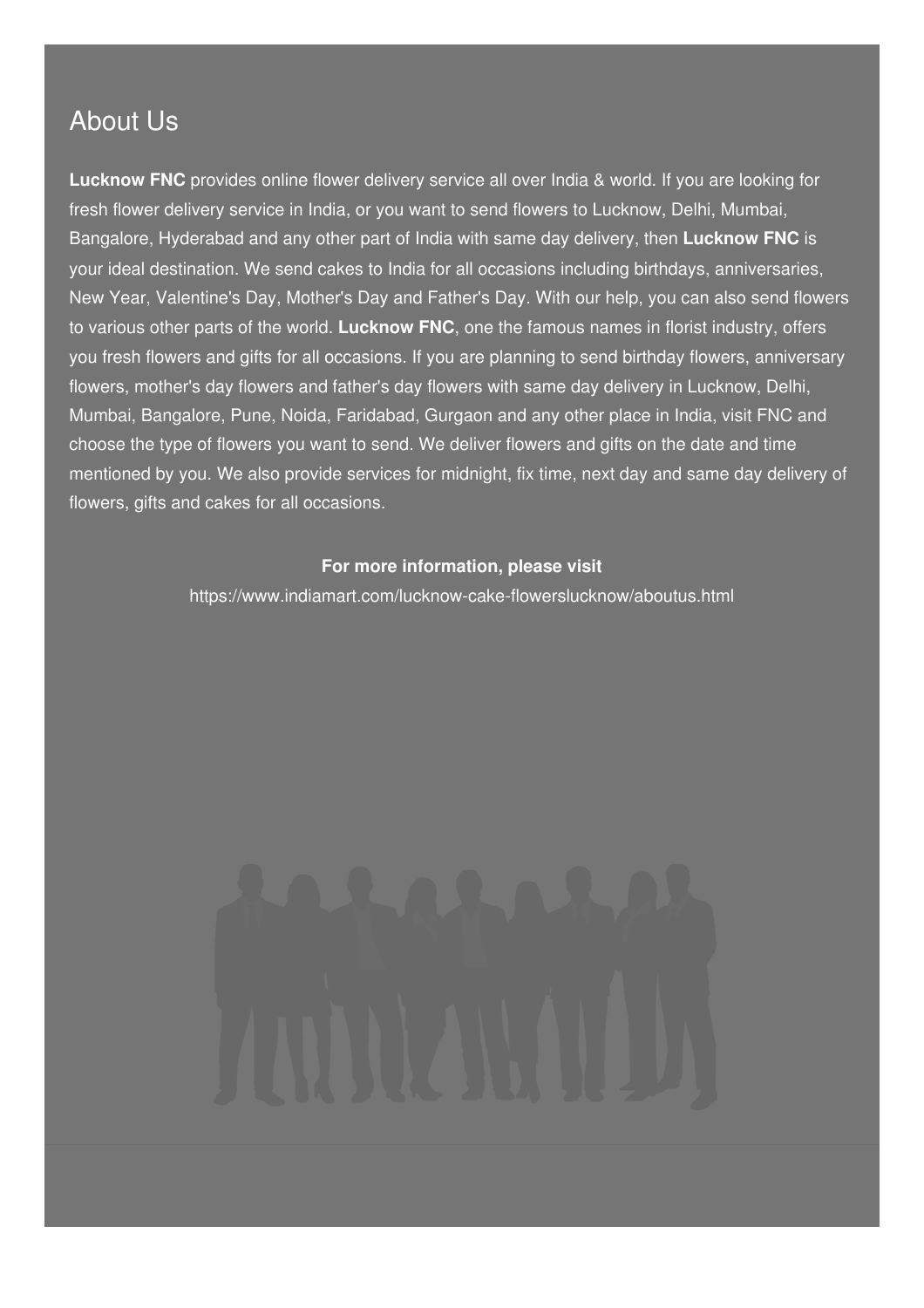## About Us

**Lucknow FNC** provides online flower delivery service all over India & world. If you are looking for fresh flower delivery service in India, or you want to send flowers to Lucknow, Delhi, Mumbai, Bangalore, Hyderabad and any other part of India with same day delivery, then **Lucknow FNC** is your ideal destination. We send cakes to India for all occasions including birthdays, anniversaries, New Year, Valentine's Day, Mother's Day and Father's Day. With our help, you can also send flowers to various other parts of the world. **Lucknow FNC**, one the famous names in florist industry, offers you fresh flowers and gifts for all occasions. If you are planning to send birthday flowers, anniversary flowers, mother's day flowers and father's day flowers with same day delivery in Lucknow, Delhi, Mumbai, Bangalore, Pune, Noida, Faridabad, Gurgaon and any other place in India, visit FNC and choose the type of flowers you want to send. We deliver flowers and gifts on the date and time mentioned by you. We also provide services for midnight, fix time, next day and same day delivery of flowers, gifts and cakes for all occasions.

**For more information, please visit**

https://www.indiamart.com/lucknow-cake-flowerslucknow/aboutus.html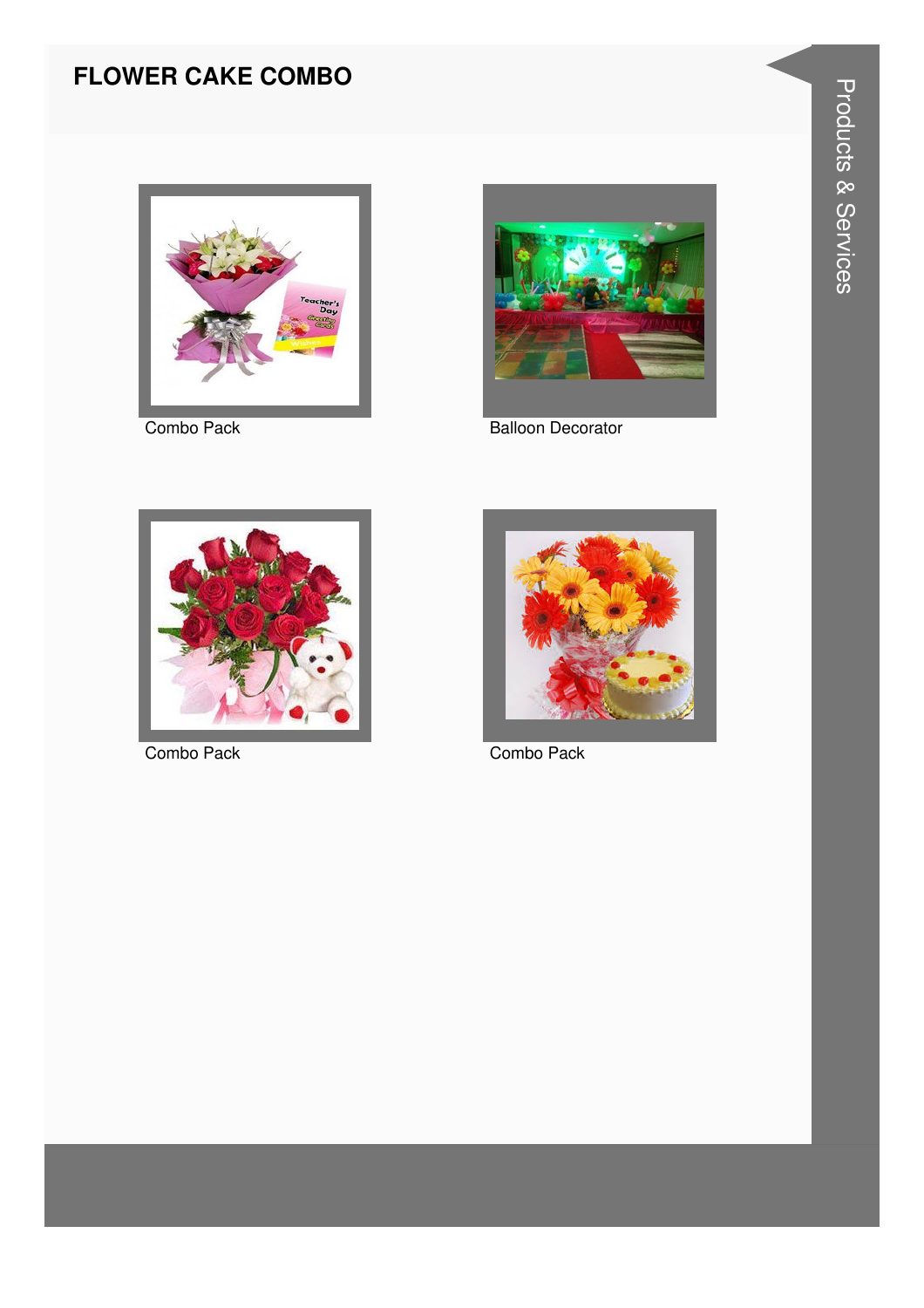# FLOWER CAKE COMBO

Combo Pack

Balloon Decorator

Combo Pack

Combo Pack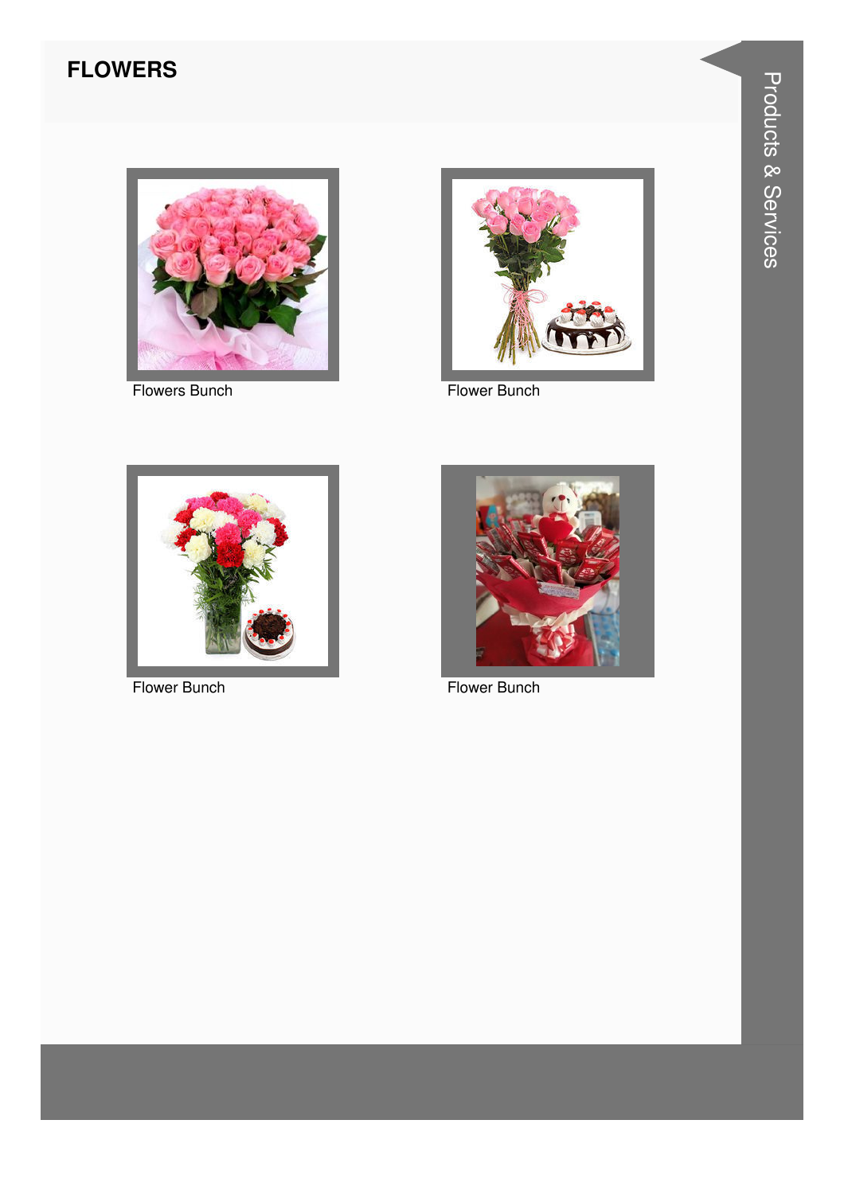# FLOWERS

Flowers Bunch

Flower Bunch

Flower Bunch

Flower Bunch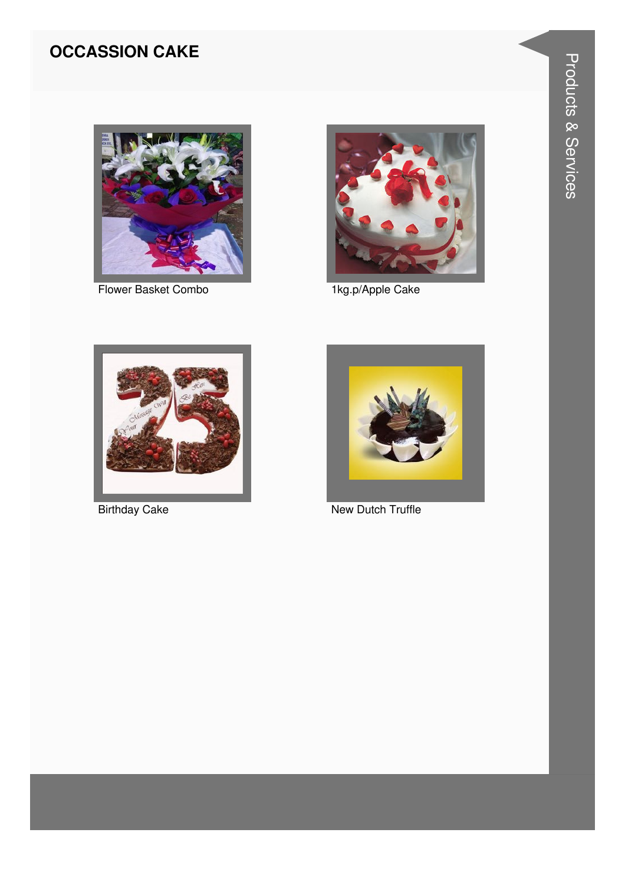## OCCASSION CAKE

Flower Basket Combo

1kg.p/Apple Cake

Birthday Cake

New Dutch Truffle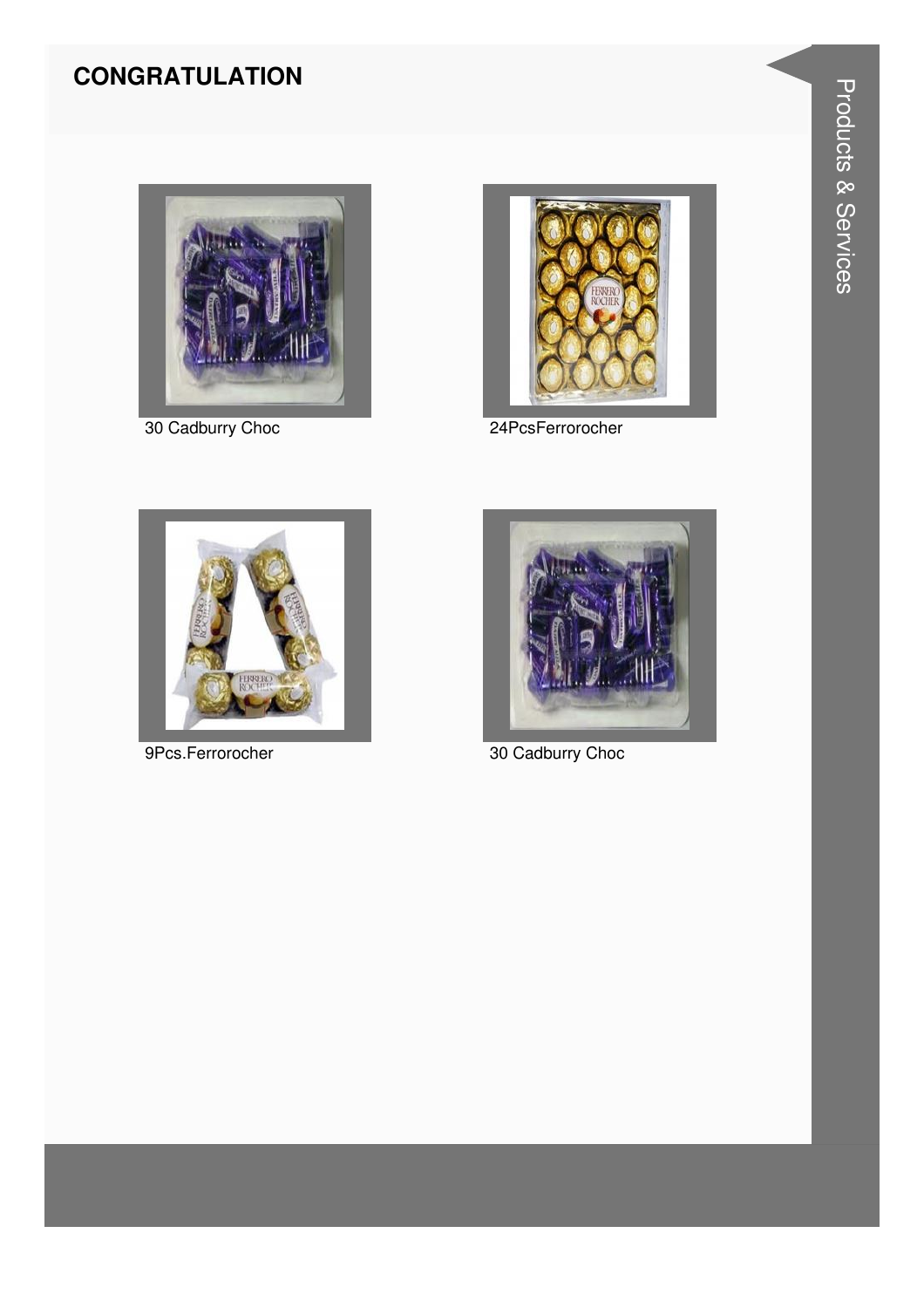## CONGRATULATION

30 Cadburry Choc

24PcsFerrorocher

9Pcs.Ferrorocher

30 Cadburry Choc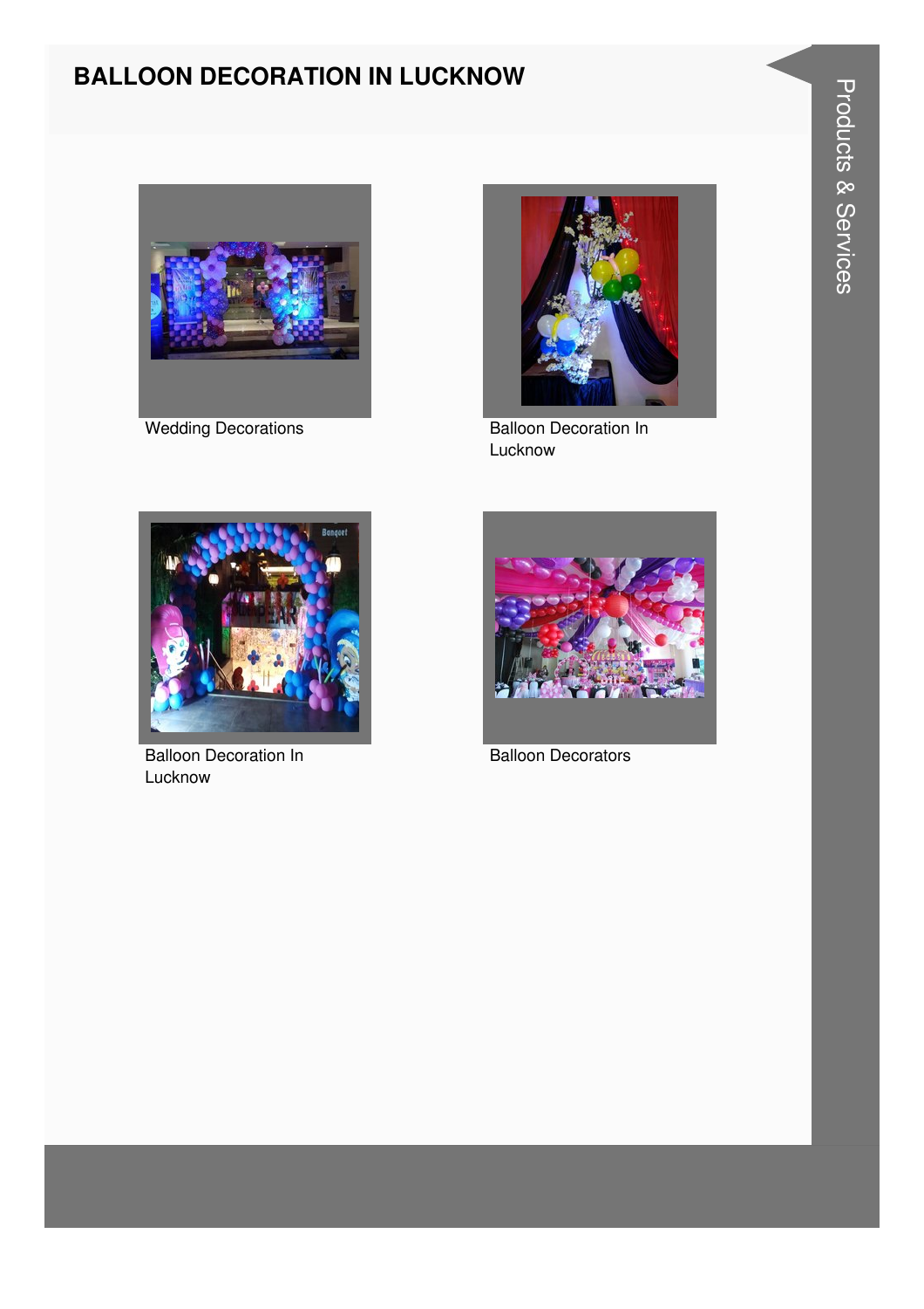# BALLOON DECORATION IN LUCKNOW

Wedding Decorations

Balloon Decoration In Lucknow

Balloon Decoration In Lucknow

Balloon Decorators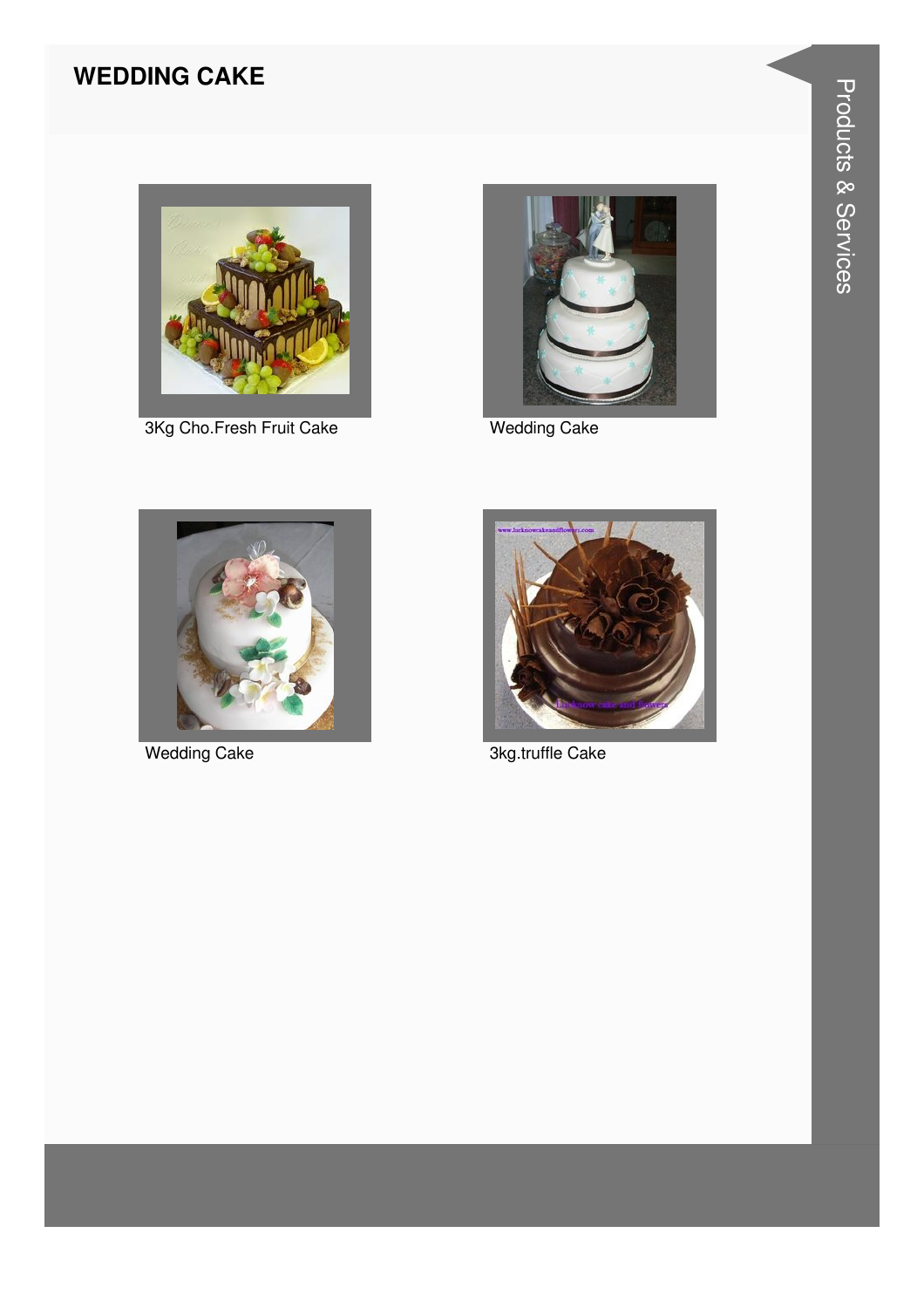## WEDDING CAKE

3Kg Cho.Fresh Fruit Cake

Wedding Cake

Wedding Cake

3kg.truffle Cake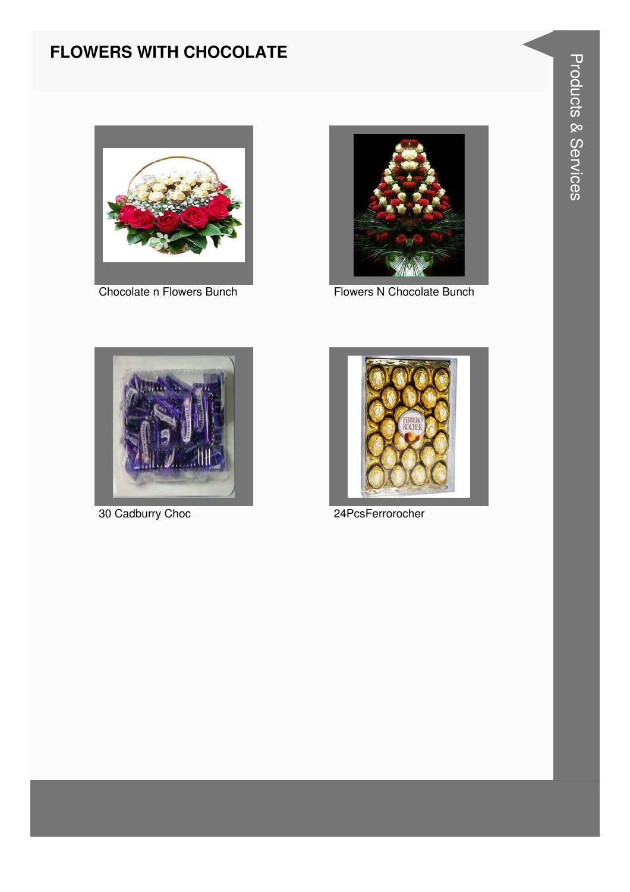# FLOWERS WITH CHOCOLATE

Chocolate n Flowers Bunch

Flowers N Chocolate Bunch

30 Cadburry Choc

24PcsFerrorocher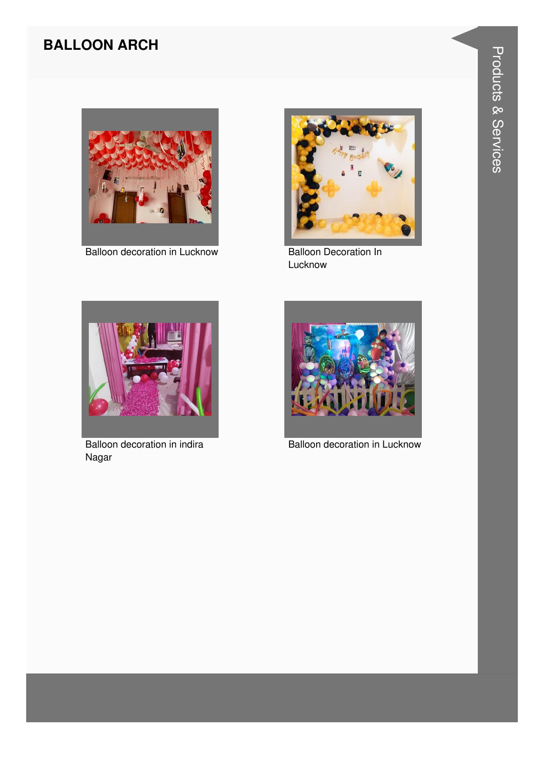## BALLOON ARCH

Balloon decoration in Lucknow

Balloon Decoration In Lucknow

Balloon decoration in indira Nagar

Balloon decoration in Lucknow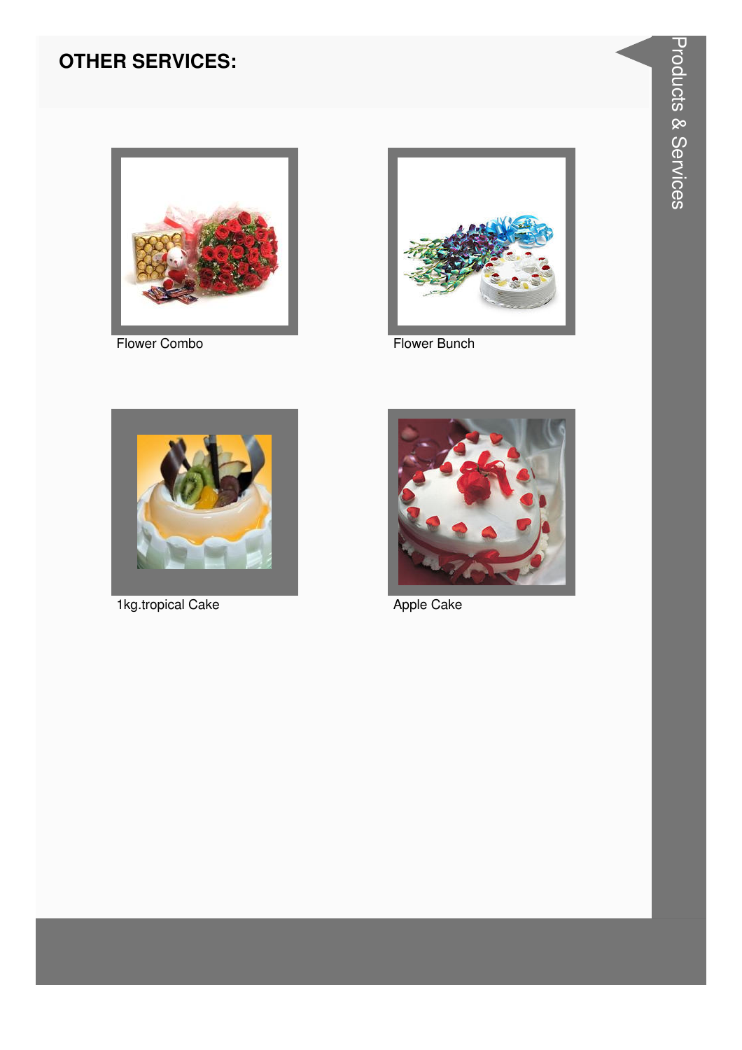## OTHER SERVICES:

Flower Combo

Flower Bunch

1kg.tropical Cake

Apple Cake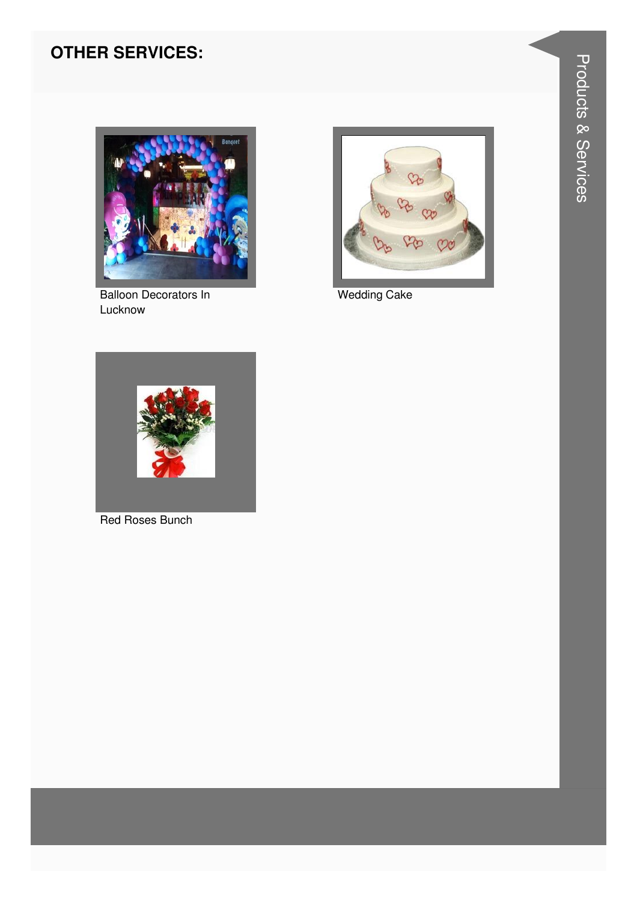## OTHER SERVICES:

Balloon Decorators In Lucknow

Wedding Cake

Red Roses Bunch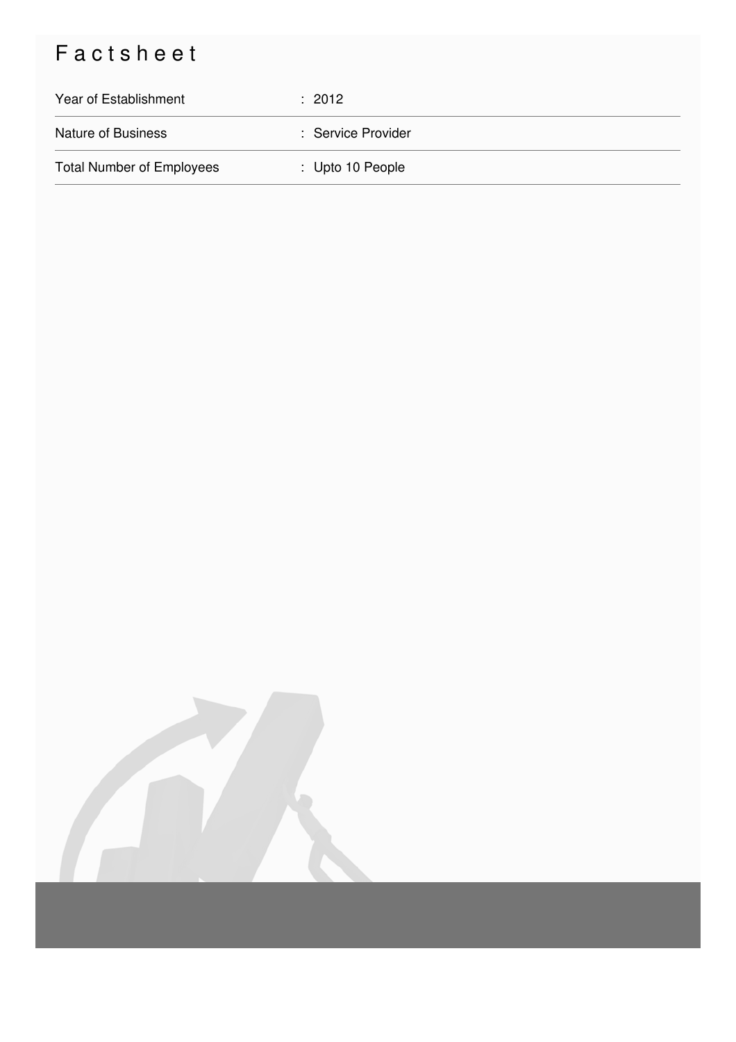# Factsheet

| | |
|---|---|
| Year of Establishment | : 2012 |
| Nature of Business | : Service Provider |
| Total Number of Employees | : Upto 10 People |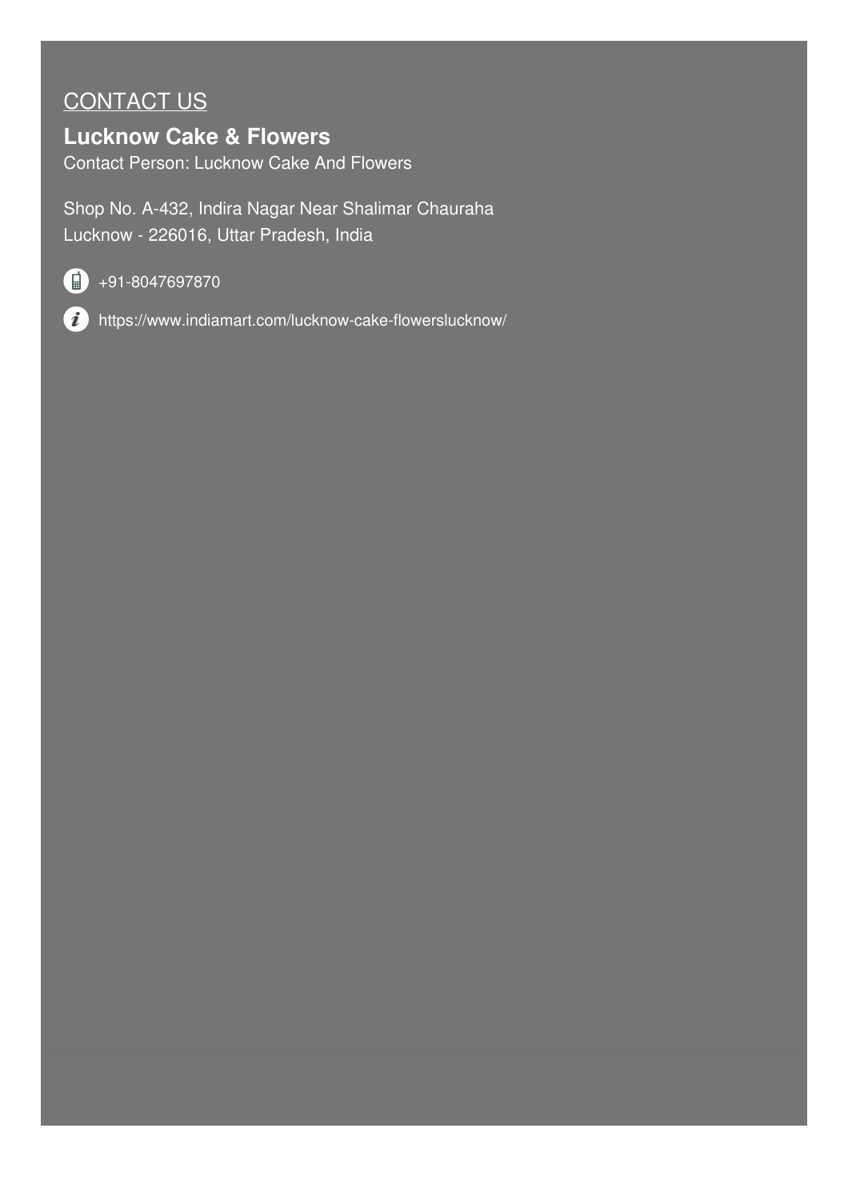## CONTACT US

### Lucknow Cake & Flowers

Contact Person: Lucknow Cake And Flowers

Shop No. A-432, Indira Nagar Near Shalimar Chauraha
Lucknow - 226016, Uttar Pradesh, India

+91-8047697870

https://www.indiamart.com/lucknow-cake-flowerslucknow/